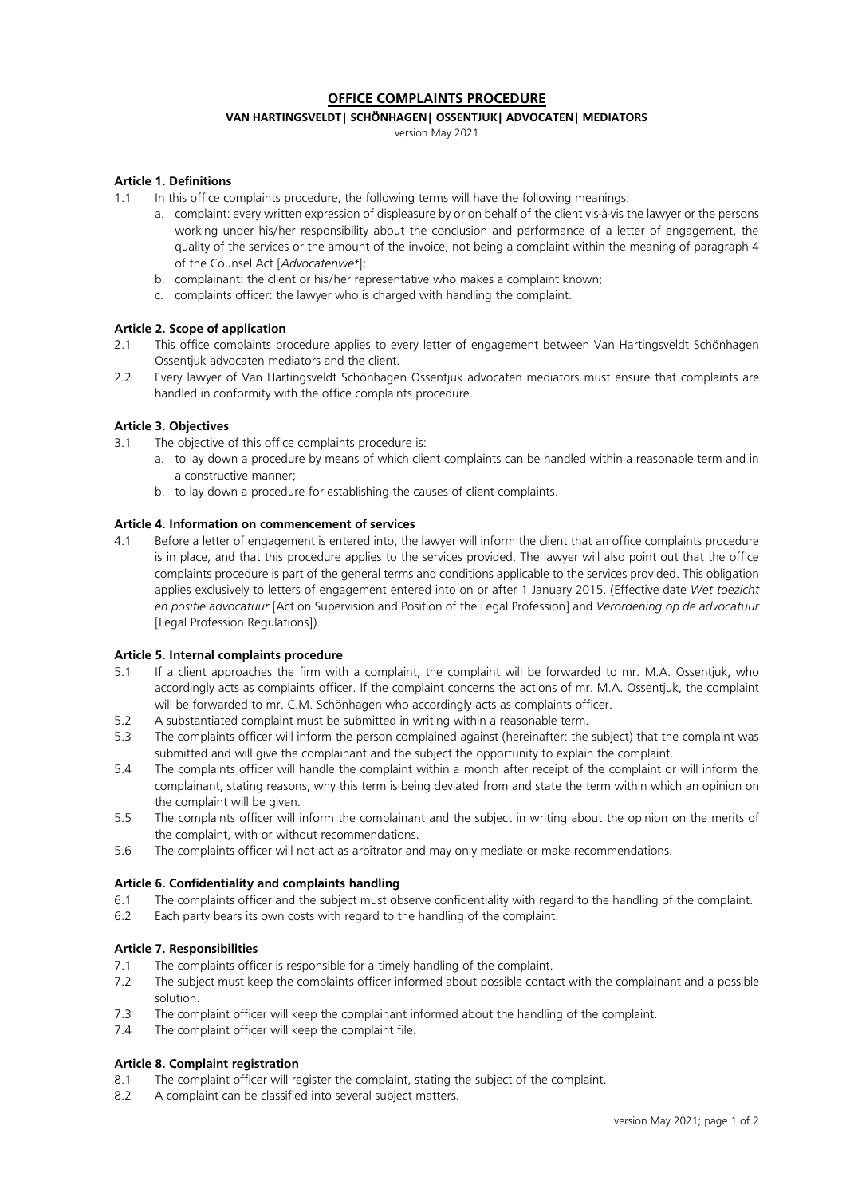# OFFICE COMPLAINTS PROCEDURE

**VAN HARTINGSVELDT| SCHÖNHAGEN| OSSENTJUK| ADVOCATEN| MEDIATORS**

version May 2021

**Article 1. Definitions**

1.1 In this office complaints procedure, the following terms will have the following meanings:

a. complaint: every written expression of displeasure by or on behalf of the client vis-à-vis the lawyer or the persons working under his/her responsibility about the conclusion and performance of a letter of engagement, the quality of the services or the amount of the invoice, not being a complaint within the meaning of paragraph 4 of the Counsel Act [*Advocatenwet*];

b. complainant: the client or his/her representative who makes a complaint known;

c. complaints officer: the lawyer who is charged with handling the complaint.

**Article 2. Scope of application**

2.1 This office complaints procedure applies to every letter of engagement between Van Hartingsveldt Schönhagen Ossentjuk advocaten mediators and the client.

2.2 Every lawyer of Van Hartingsveldt Schönhagen Ossentjuk advocaten mediators must ensure that complaints are handled in conformity with the office complaints procedure.

**Article 3. Objectives**

3.1 The objective of this office complaints procedure is:

a. to lay down a procedure by means of which client complaints can be handled within a reasonable term and in a constructive manner;

b. to lay down a procedure for establishing the causes of client complaints.

**Article 4. Information on commencement of services**

4.1 Before a letter of engagement is entered into, the lawyer will inform the client that an office complaints procedure is in place, and that this procedure applies to the services provided. The lawyer will also point out that the office complaints procedure is part of the general terms and conditions applicable to the services provided. This obligation applies exclusively to letters of engagement entered into on or after 1 January 2015. (Effective date *Wet toezicht en positie advocatuur* [Act on Supervision and Position of the Legal Profession] and *Verordening op de advocatuur* [Legal Profession Regulations]).

**Article 5. Internal complaints procedure**

5.1 If a client approaches the firm with a complaint, the complaint will be forwarded to mr. M.A. Ossentjuk, who accordingly acts as complaints officer. If the complaint concerns the actions of mr. M.A. Ossentjuk, the complaint will be forwarded to mr. C.M. Schönhagen who accordingly acts as complaints officer.

5.2 A substantiated complaint must be submitted in writing within a reasonable term.

5.3 The complaints officer will inform the person complained against (hereinafter: the subject) that the complaint was submitted and will give the complainant and the subject the opportunity to explain the complaint.

5.4 The complaints officer will handle the complaint within a month after receipt of the complaint or will inform the complainant, stating reasons, why this term is being deviated from and state the term within which an opinion on the complaint will be given.

5.5 The complaints officer will inform the complainant and the subject in writing about the opinion on the merits of the complaint, with or without recommendations.

5.6 The complaints officer will not act as arbitrator and may only mediate or make recommendations.

**Article 6. Confidentiality and complaints handling**

6.1 The complaints officer and the subject must observe confidentiality with regard to the handling of the complaint.

6.2 Each party bears its own costs with regard to the handling of the complaint.

**Article 7. Responsibilities**

7.1 The complaints officer is responsible for a timely handling of the complaint.

7.2 The subject must keep the complaints officer informed about possible contact with the complainant and a possible solution.

7.3 The complaint officer will keep the complainant informed about the handling of the complaint.

7.4 The complaint officer will keep the complaint file.

**Article 8. Complaint registration**

8.1 The complaint officer will register the complaint, stating the subject of the complaint.

8.2 A complaint can be classified into several subject matters.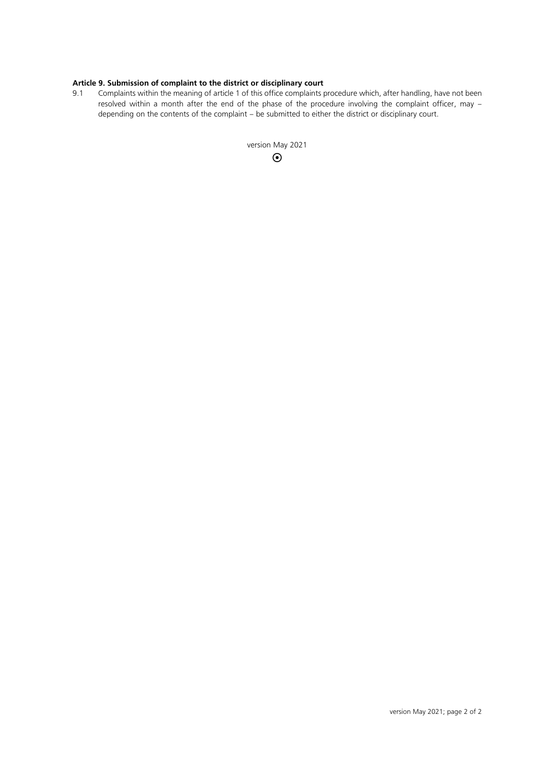**Article 9. Submission of complaint to the district or disciplinary court**

9.1 Complaints within the meaning of article 1 of this office complaints procedure which, after handling, have not been resolved within a month after the end of the phase of the procedure involving the complaint officer, may – depending on the contents of the complaint – be submitted to either the district or disciplinary court.

version May 2021

⊙